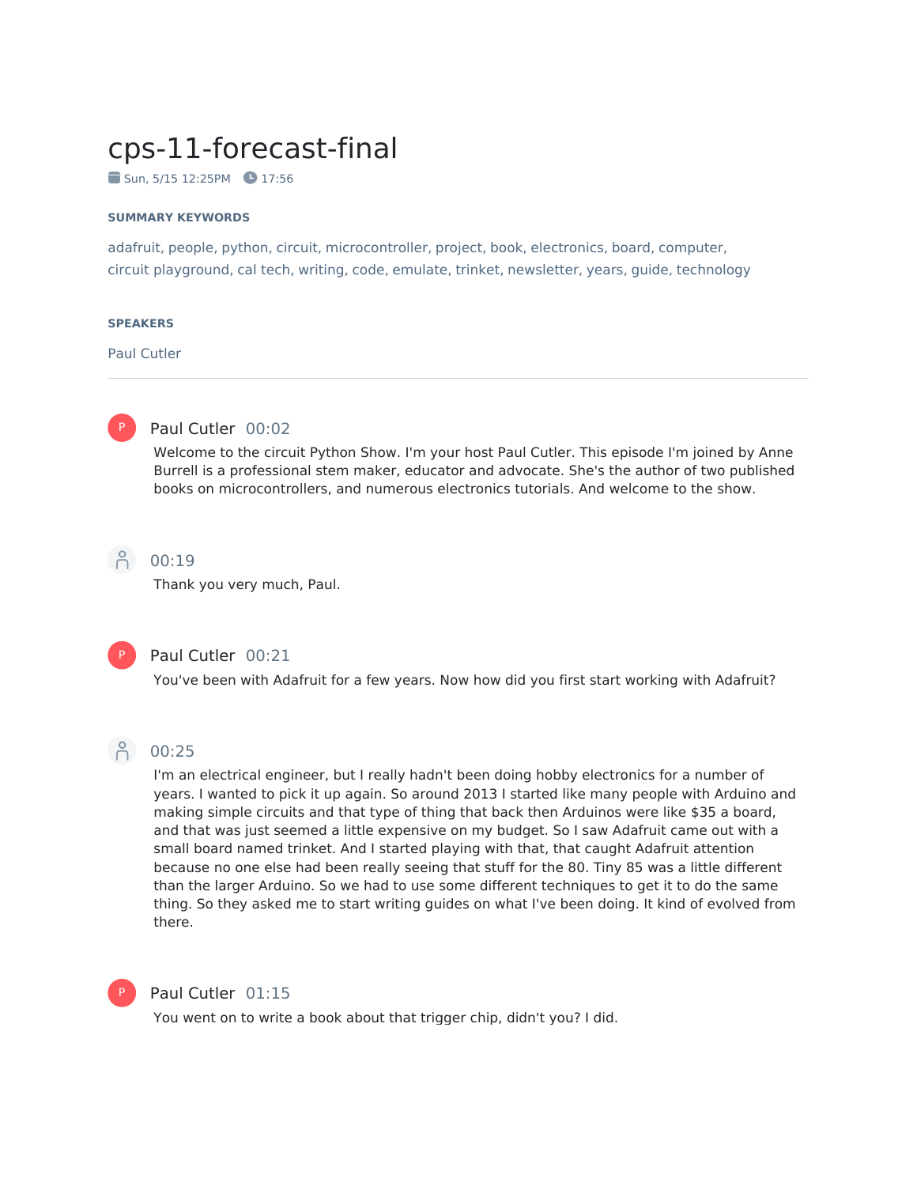# cps-11-forecast-final

Sun, 5/15 12:25PM 17:56

**SUMMARY KEYWORDS**

adafruit, people, python, circuit, microcontroller, project, book, electronics, board, computer, circuit playground, cal tech, writing, code, emulate, trinket, newsletter, years, guide, technology

**SPEAKERS**

Paul Cutler

---

**Paul Cutler** 00:02

Welcome to the circuit Python Show. I'm your host Paul Cutler. This episode I'm joined by Anne Burrell is a professional stem maker, educator and advocate. She's the author of two published books on microcontrollers, and numerous electronics tutorials. And welcome to the show.

00:19

Thank you very much, Paul.

**Paul Cutler** 00:21

You've been with Adafruit for a few years. Now how did you first start working with Adafruit?

00:25

I'm an electrical engineer, but I really hadn't been doing hobby electronics for a number of years. I wanted to pick it up again. So around 2013 I started like many people with Arduino and making simple circuits and that type of thing that back then Arduinos were like $35 a board, and that was just seemed a little expensive on my budget. So I saw Adafruit came out with a small board named trinket. And I started playing with that, that caught Adafruit attention because no one else had been really seeing that stuff for the 80. Tiny 85 was a little different than the larger Arduino. So we had to use some different techniques to get it to do the same thing. So they asked me to start writing guides on what I've been doing. It kind of evolved from there.

**Paul Cutler** 01:15

You went on to write a book about that trigger chip, didn't you? I did.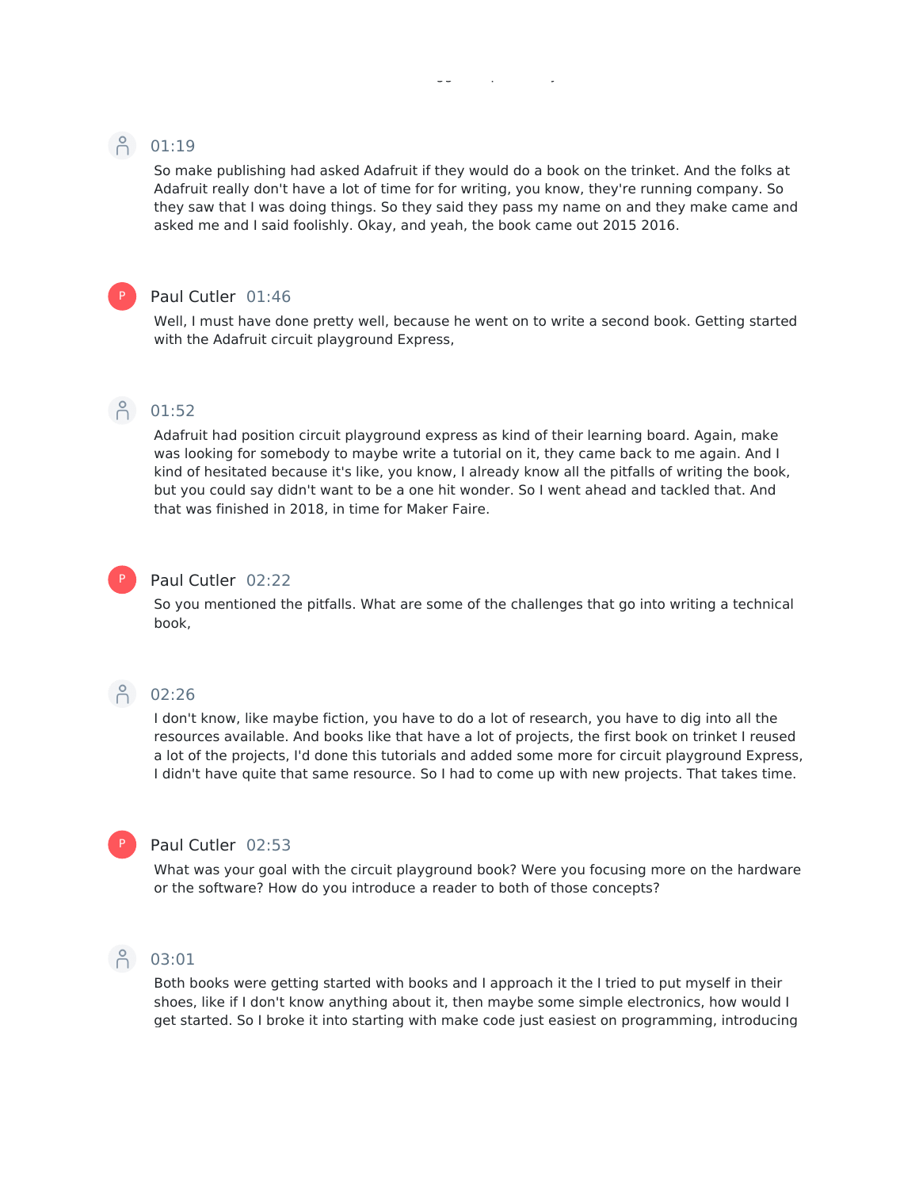01:19

So make publishing had asked Adafruit if they would do a book on the trinket. And the folks at Adafruit really don't have a lot of time for for writing, you know, they're running company. So they saw that I was doing things. So they said they pass my name on and they make came and asked me and I said foolishly. Okay, and yeah, the book came out 2015 2016.

Paul Cutler 01:46

Well, I must have done pretty well, because he went on to write a second book. Getting started with the Adafruit circuit playground Express,

01:52

Adafruit had position circuit playground express as kind of their learning board. Again, make was looking for somebody to maybe write a tutorial on it, they came back to me again. And I kind of hesitated because it's like, you know, I already know all the pitfalls of writing the book, but you could say didn't want to be a one hit wonder. So I went ahead and tackled that. And that was finished in 2018, in time for Maker Faire.

Paul Cutler 02:22

So you mentioned the pitfalls. What are some of the challenges that go into writing a technical book,

02:26

I don't know, like maybe fiction, you have to do a lot of research, you have to dig into all the resources available. And books like that have a lot of projects, the first book on trinket I reused a lot of the projects, I'd done this tutorials and added some more for circuit playground Express, I didn't have quite that same resource. So I had to come up with new projects. That takes time.

Paul Cutler 02:53

What was your goal with the circuit playground book? Were you focusing more on the hardware or the software? How do you introduce a reader to both of those concepts?

03:01

Both books were getting started with books and I approach it the I tried to put myself in their shoes, like if I don't know anything about it, then maybe some simple electronics, how would I get started. So I broke it into starting with make code just easiest on programming, introducing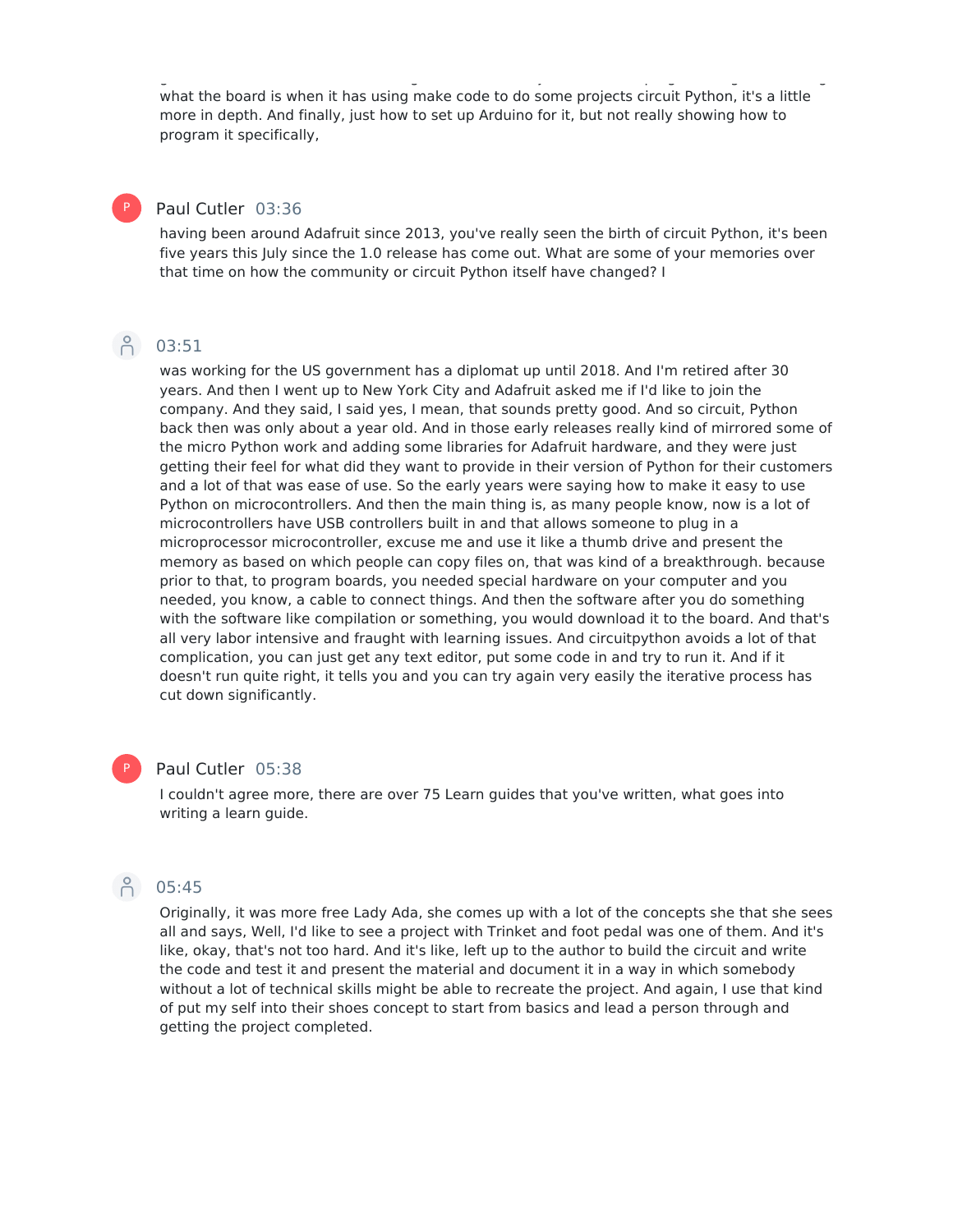what the board is when it has using make code to do some projects circuit Python, it's a little more in depth. And finally, just how to set up Arduino for it, but not really showing how to program it specifically,

**Paul Cutler** 03:36

having been around Adafruit since 2013, you've really seen the birth of circuit Python, it's been five years this July since the 1.0 release has come out. What are some of your memories over that time on how the community or circuit Python itself have changed? I

03:51

was working for the US government has a diplomat up until 2018. And I'm retired after 30 years. And then I went up to New York City and Adafruit asked me if I'd like to join the company. And they said, I said yes, I mean, that sounds pretty good. And so circuit, Python back then was only about a year old. And in those early releases really kind of mirrored some of the micro Python work and adding some libraries for Adafruit hardware, and they were just getting their feel for what did they want to provide in their version of Python for their customers and a lot of that was ease of use. So the early years were saying how to make it easy to use Python on microcontrollers. And then the main thing is, as many people know, now is a lot of microcontrollers have USB controllers built in and that allows someone to plug in a microprocessor microcontroller, excuse me and use it like a thumb drive and present the memory as based on which people can copy files on, that was kind of a breakthrough. because prior to that, to program boards, you needed special hardware on your computer and you needed, you know, a cable to connect things. And then the software after you do something with the software like compilation or something, you would download it to the board. And that's all very labor intensive and fraught with learning issues. And circuitpython avoids a lot of that complication, you can just get any text editor, put some code in and try to run it. And if it doesn't run quite right, it tells you and you can try again very easily the iterative process has cut down significantly.

**Paul Cutler** 05:38

I couldn't agree more, there are over 75 Learn guides that you've written, what goes into writing a learn guide.

05:45

Originally, it was more free Lady Ada, she comes up with a lot of the concepts she that she sees all and says, Well, I'd like to see a project with Trinket and foot pedal was one of them. And it's like, okay, that's not too hard. And it's like, left up to the author to build the circuit and write the code and test it and present the material and document it in a way in which somebody without a lot of technical skills might be able to recreate the project. And again, I use that kind of put my self into their shoes concept to start from basics and lead a person through and getting the project completed.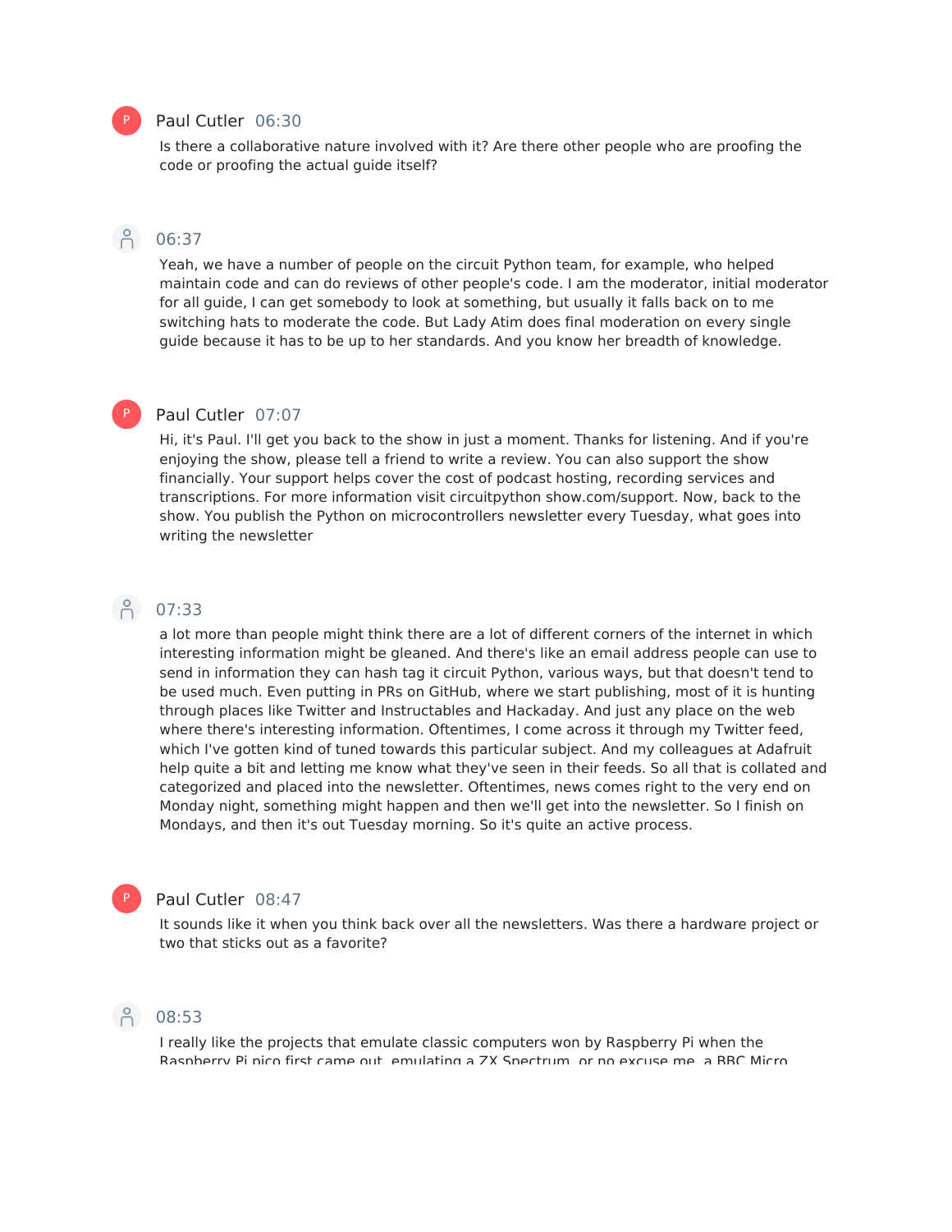**Paul Cutler** 06:30

Is there a collaborative nature involved with it? Are there other people who are proofing the code or proofing the actual guide itself?

06:37

Yeah, we have a number of people on the circuit Python team, for example, who helped maintain code and can do reviews of other people's code. I am the moderator, initial moderator for all guide, I can get somebody to look at something, but usually it falls back on to me switching hats to moderate the code. But Lady Atim does final moderation on every single guide because it has to be up to her standards. And you know her breadth of knowledge.

**Paul Cutler** 07:07

Hi, it's Paul. I'll get you back to the show in just a moment. Thanks for listening. And if you're enjoying the show, please tell a friend to write a review. You can also support the show financially. Your support helps cover the cost of podcast hosting, recording services and transcriptions. For more information visit circuitpython show.com/support. Now, back to the show. You publish the Python on microcontrollers newsletter every Tuesday, what goes into writing the newsletter

07:33

a lot more than people might think there are a lot of different corners of the internet in which interesting information might be gleaned. And there's like an email address people can use to send in information they can hash tag it circuit Python, various ways, but that doesn't tend to be used much. Even putting in PRs on GitHub, where we start publishing, most of it is hunting through places like Twitter and Instructables and Hackaday. And just any place on the web where there's interesting information. Oftentimes, I come across it through my Twitter feed, which I've gotten kind of tuned towards this particular subject. And my colleagues at Adafruit help quite a bit and letting me know what they've seen in their feeds. So all that is collated and categorized and placed into the newsletter. Oftentimes, news comes right to the very end on Monday night, something might happen and then we'll get into the newsletter. So I finish on Mondays, and then it's out Tuesday morning. So it's quite an active process.

**Paul Cutler** 08:47

It sounds like it when you think back over all the newsletters. Was there a hardware project or two that sticks out as a favorite?

08:53

I really like the projects that emulate classic computers won by Raspberry Pi when the Raspberry Pi pico first came out, emulating a ZX Spectrum, or no excuse me, a BBC Micro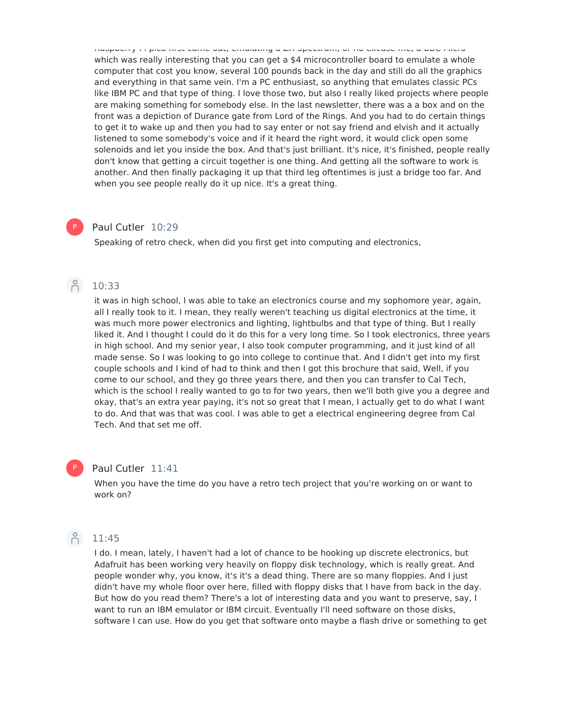Raspberry Pi pico first came out, emulating a ZX Spectrum, or no excuse me, a BBC Micro which was really interesting that you can get a $4 microcontroller board to emulate a whole computer that cost you know, several 100 pounds back in the day and still do all the graphics and everything in that same vein. I'm a PC enthusiast, so anything that emulates classic PCs like IBM PC and that type of thing. I love those two, but also I really liked projects where people are making something for somebody else. In the last newsletter, there was a a box and on the front was a depiction of Durance gate from Lord of the Rings. And you had to do certain things to get it to wake up and then you had to say enter or not say friend and elvish and it actually listened to some somebody's voice and if it heard the right word, it would click open some solenoids and let you inside the box. And that's just brilliant. It's nice, it's finished, people really don't know that getting a circuit together is one thing. And getting all the software to work is another. And then finally packaging it up that third leg oftentimes is just a bridge too far. And when you see people really do it up nice. It's a great thing.

**Paul Cutler** 10:29

Speaking of retro check, when did you first get into computing and electronics,

10:33

it was in high school, I was able to take an electronics course and my sophomore year, again, all I really took to it. I mean, they really weren't teaching us digital electronics at the time, it was much more power electronics and lighting, lightbulbs and that type of thing. But I really liked it. And I thought I could do it do this for a very long time. So I took electronics, three years in high school. And my senior year, I also took computer programming, and it just kind of of all made sense. So I was looking to go into college to continue that. And I didn't get into my first couple schools and I kind of had to think and then I got this brochure that said, Well, if you come to our school, and they go three years there, and then you can transfer to Cal Tech, which is the school I really wanted to go to for two years, then we'll both give you a degree and okay, that's an extra year paying, it's not so great that I mean, I actually get to do what I want to do. And that was that was cool. I was able to get a electrical engineering degree from Cal Tech. And that set me off.

**Paul Cutler** 11:41

When you have the time do you have a retro tech project that you're working on or want to work on?

11:45

I do. I mean, lately, I haven't had a lot of chance to be hooking up discrete electronics, but Adafruit has been working very heavily on floppy disk technology, which is really great. And people wonder why, you know, it's it's a dead thing. There are so many floppies. And I just didn't have my whole floor over here, filled with floppy disks that I have from back in the day. But how do you read them? There's a lot of interesting data and you want to preserve, say, I want to run an IBM emulator or IBM circuit. Eventually I'll need software on those disks, software I can use. How do you get that software onto maybe a flash drive or something to get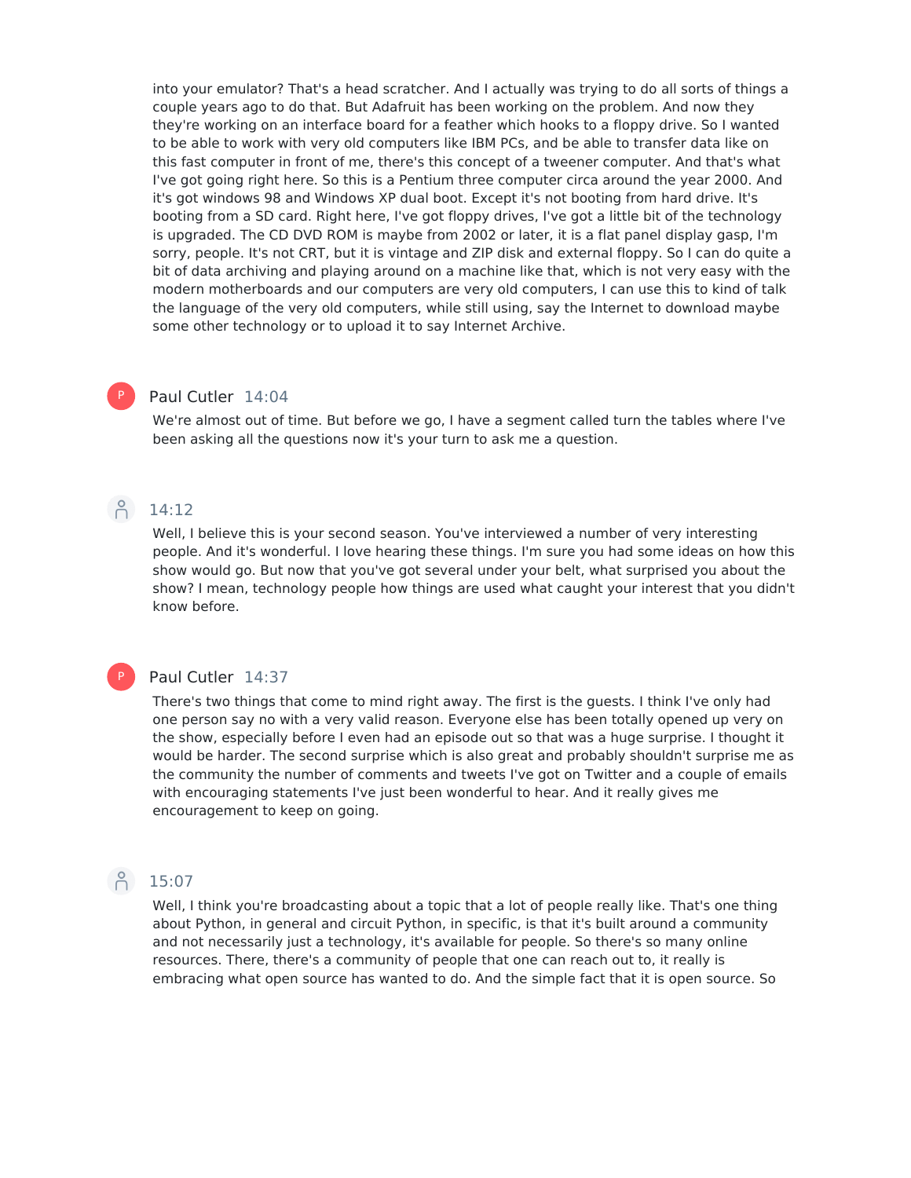into your emulator? That's a head scratcher. And I actually was trying to do all sorts of things a couple years ago to do that. But Adafruit has been working on the problem. And now they they're working on an interface board for a feather which hooks to a floppy drive. So I wanted to be able to work with very old computers like IBM PCs, and be able to transfer data like on this fast computer in front of me, there's this concept of a tweener computer. And that's what I've got going right here. So this is a Pentium three computer circa around the year 2000. And it's got windows 98 and Windows XP dual boot. Except it's not booting from hard drive. It's booting from a SD card. Right here, I've got floppy drives, I've got a little bit of the technology is upgraded. The CD DVD ROM is maybe from 2002 or later, it is a flat panel display gasp, I'm sorry, people. It's not CRT, but it is vintage and ZIP disk and external floppy. So I can do quite a bit of data archiving and playing around on a machine like that, which is not very easy with the modern motherboards and our computers are very old computers, I can use this to kind of talk the language of the very old computers, while still using, say the Internet to download maybe some other technology or to upload it to say Internet Archive.

**Paul Cutler** 14:04

We're almost out of time. But before we go, I have a segment called turn the tables where I've been asking all the questions now it's your turn to ask me a question.

14:12

Well, I believe this is your second season. You've interviewed a number of very interesting people. And it's wonderful. I love hearing these things. I'm sure you had some ideas on how this show would go. But now that you've got several under your belt, what surprised you about the show? I mean, technology people how things are used what caught your interest that you didn't know before.

**Paul Cutler** 14:37

There's two things that come to mind right away. The first is the guests. I think I've only had one person say no with a very valid reason. Everyone else has been totally opened up very on the show, especially before I even had an episode out so that was a huge surprise. I thought it would be harder. The second surprise which is also great and probably shouldn't surprise me as the community the number of comments and tweets I've got on Twitter and a couple of emails with encouraging statements I've just been wonderful to hear. And it really gives me encouragement to keep on going.

15:07

Well, I think you're broadcasting about a topic that a lot of people really like. That's one thing about Python, in general and circuit Python, in specific, is that it's built around a community and not necessarily just a technology, it's available for people. So there's so many online resources. There, there's a community of people that one can reach out to, it really is embracing what open source has wanted to do. And the simple fact that it is open source. So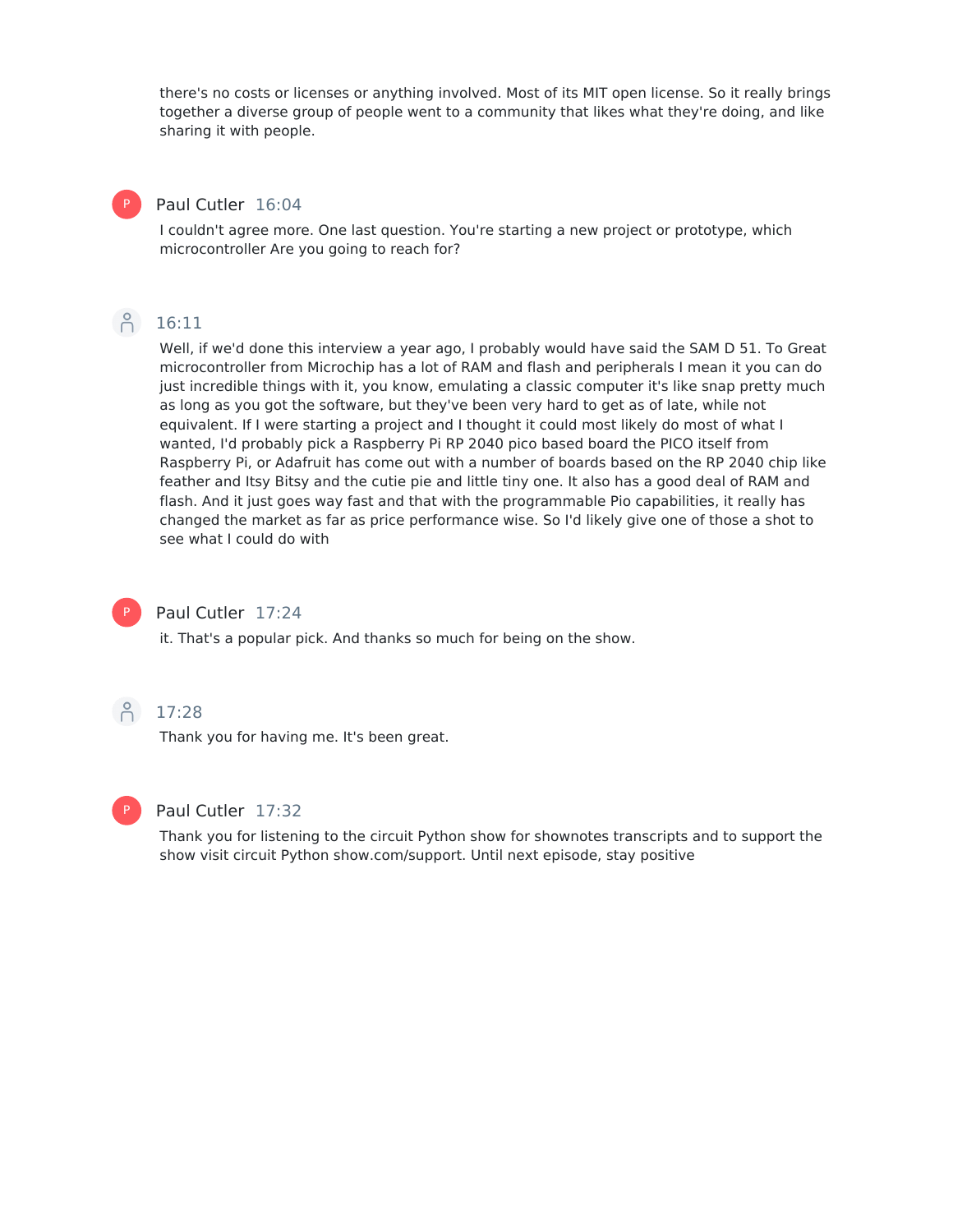there's no costs or licenses or anything involved. Most of its MIT open license. So it really brings together a diverse group of people went to a community that likes what they're doing, and like sharing it with people.

Paul Cutler 16:04

I couldn't agree more. One last question. You're starting a new project or prototype, which microcontroller Are you going to reach for?

16:11

Well, if we'd done this interview a year ago, I probably would have said the SAM D 51. To Great microcontroller from Microchip has a lot of RAM and flash and peripherals I mean it you can do just incredible things with it, you know, emulating a classic computer it's like snap pretty much as long as you got the software, but they've been very hard to get as of late, while not equivalent. If I were starting a project and I thought it could most likely do most of what I wanted, I'd probably pick a Raspberry Pi RP 2040 pico based board the PICO itself from Raspberry Pi, or Adafruit has come out with a number of boards based on the RP 2040 chip like feather and Itsy Bitsy and the cutie pie and little tiny one. It also has a good deal of RAM and flash. And it just goes way fast and that with the programmable Pio capabilities, it really has changed the market as far as price performance wise. So I'd likely give one of those a shot to see what I could do with

Paul Cutler 17:24

it. That's a popular pick. And thanks so much for being on the show.

17:28

Thank you for having me. It's been great.

Paul Cutler 17:32

Thank you for listening to the circuit Python show for shownotes transcripts and to support the show visit circuit Python show.com/support. Until next episode, stay positive